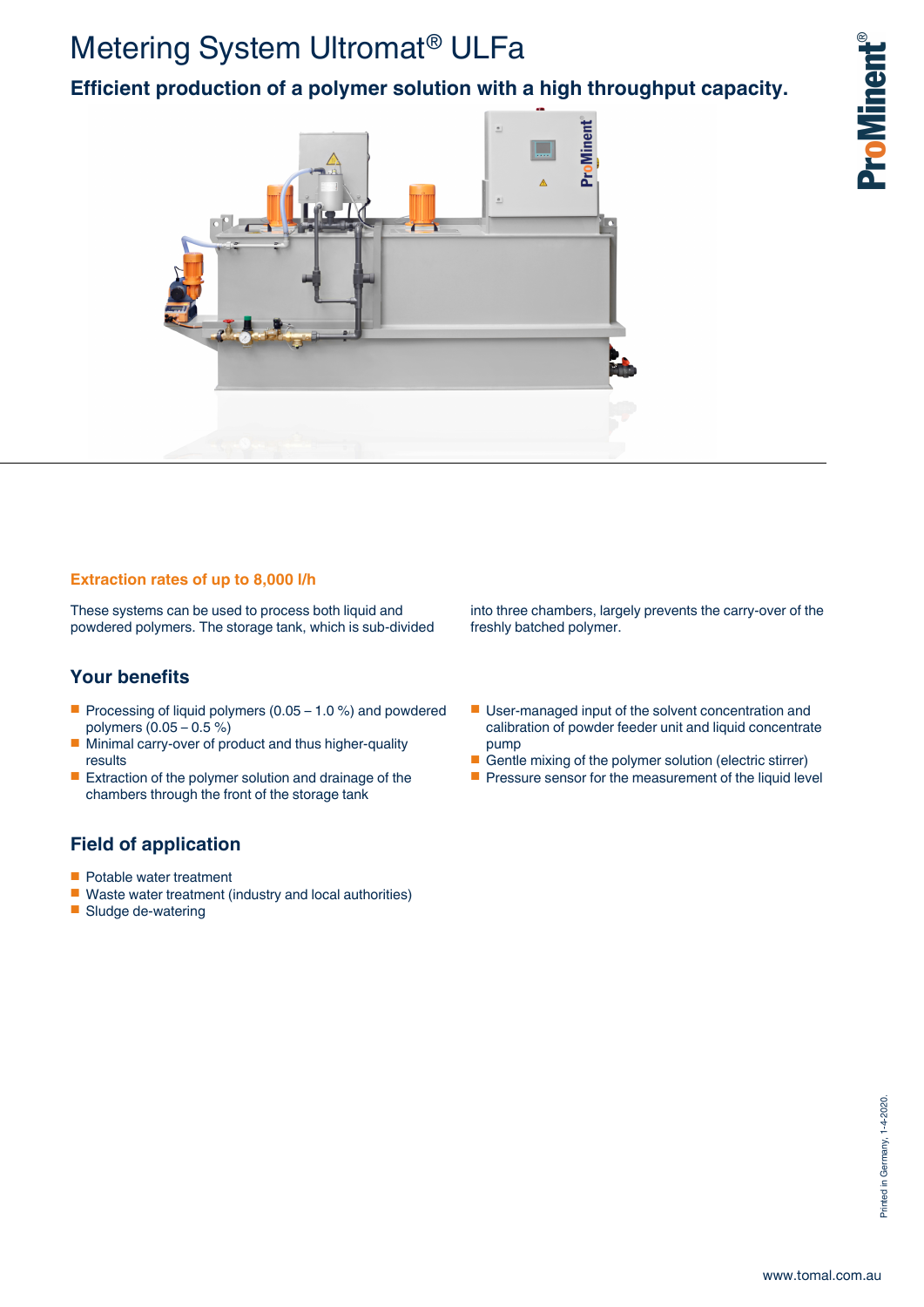# Metering System Ultromat® ULFa

## Efficient production of a polymer solution with a high throughput capacity.

### Extraction rates of up to 8,000 l/h

These systems can be used to process both liquid and powdered polymers. The storage tank, which is sub-divided into three chambers, largely prevents the carry-over of the freshly batched polymer.

## Your benefits

- Processing of liquid polymers (0.05 – 1.0 %) and powdered polymers (0.05 – 0.5 %)
- Minimal carry-over of product and thus higher-quality results
- Extraction of the polymer solution and drainage of the chambers through the front of the storage tank
- User-managed input of the solvent concentration and calibration of powder feeder unit and liquid concentrate pump
- Gentle mixing of the polymer solution (electric stirrer)
- Pressure sensor for the measurement of the liquid level

## Field of application

- Potable water treatment
- Waste water treatment (industry and local authorities)
- Sludge de-watering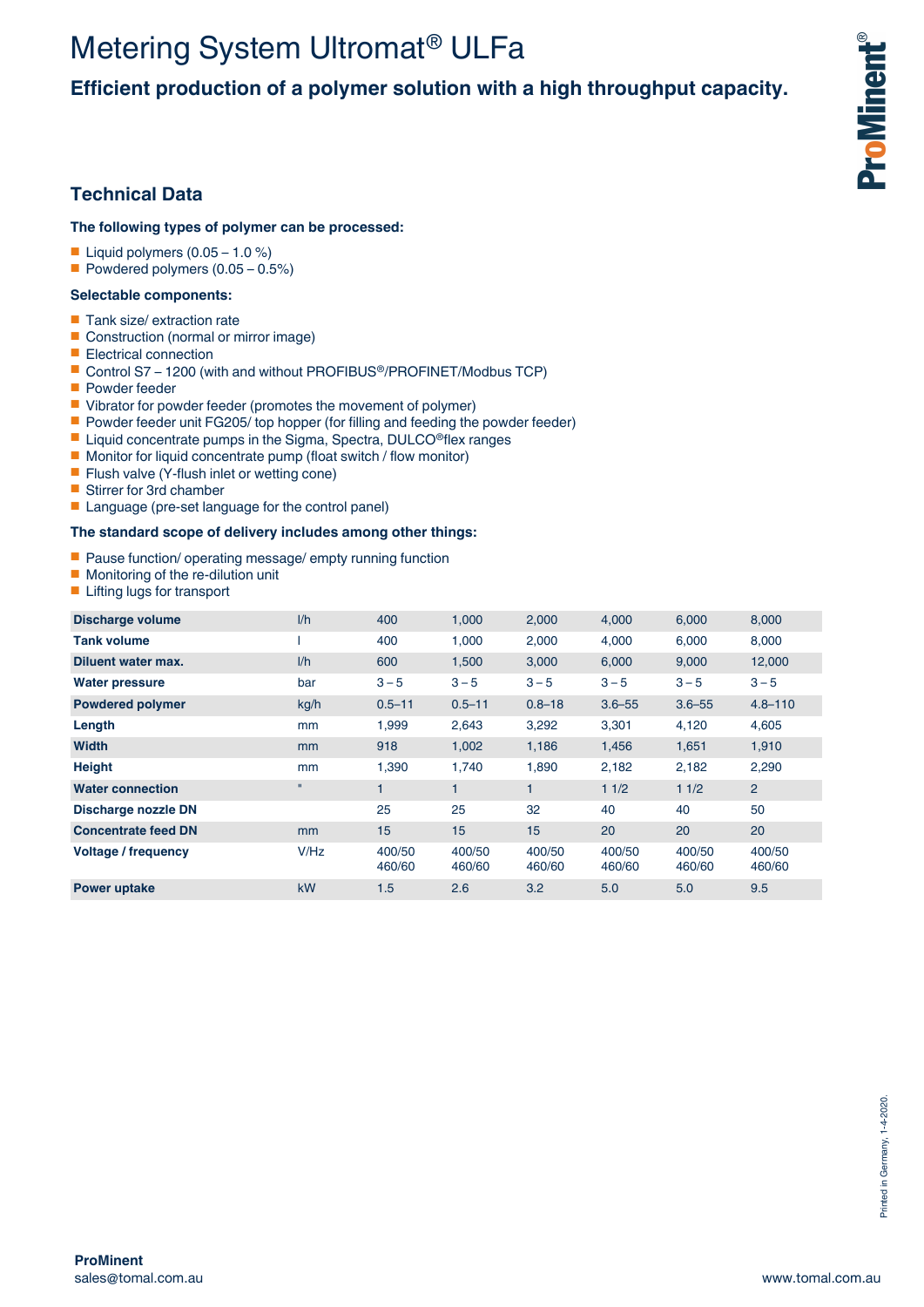# Metering System Ultromat® ULFa

## Efficient production of a polymer solution with a high throughput capacity.

### Technical Data

**The following types of polymer can be processed:**

- Liquid polymers (0.05 – 1.0 %)
- Powdered polymers (0.05 – 0.5%)

**Selectable components:**

- Tank size/ extraction rate
- Construction (normal or mirror image)
- Electrical connection
- Control S7 – 1200 (with and without PROFIBUS®/PROFINET/Modbus TCP)
- Powder feeder
- Vibrator for powder feeder (promotes the movement of polymer)
- Powder feeder unit FG205/ top hopper (for filling and feeding the powder feeder)
- Liquid concentrate pumps in the Sigma, Spectra, DULCO®flex ranges
- Monitor for liquid concentrate pump (float switch / flow monitor)
- Flush valve (Y-flush inlet or wetting cone)
- Stirrer for 3rd chamber
- Language (pre-set language for the control panel)

**The standard scope of delivery includes among other things:**

- Pause function/ operating message/ empty running function
- Monitoring of the re-dilution unit
- Lifting lugs for transport

| | | | | | | | |
|---|---|---|---|---|---|---|---|
| **Discharge volume** | l/h | 400 | 1,000 | 2,000 | 4,000 | 6,000 | 8,000 |
| **Tank volume** | l | 400 | 1,000 | 2,000 | 4,000 | 6,000 | 8,000 |
| **Diluent water max.** | l/h | 600 | 1,500 | 3,000 | 6,000 | 9,000 | 12,000 |
| **Water pressure** | bar | 3 – 5 | 3 – 5 | 3 – 5 | 3 – 5 | 3 – 5 | 3 – 5 |
| **Powdered polymer** | kg/h | 0.5–11 | 0.5–11 | 0.8–18 | 3.6–55 | 3.6–55 | 4.8–110 |
| **Length** | mm | 1,999 | 2,643 | 3,292 | 3,301 | 4,120 | 4,605 |
| **Width** | mm | 918 | 1,002 | 1,186 | 1,456 | 1,651 | 1,910 |
| **Height** | mm | 1,390 | 1,740 | 1,890 | 2,182 | 2,182 | 2,290 |
| **Water connection** | " | 1 | 1 | 1 | 1 1/2 | 1 1/2 | 2 |
| **Discharge nozzle DN** | | 25 | 25 | 32 | 40 | 40 | 50 |
| **Concentrate feed DN** | mm | 15 | 15 | 15 | 20 | 20 | 20 |
| **Voltage / frequency** | V/Hz | 400/50 460/60 | 400/50 460/60 | 400/50 460/60 | 400/50 460/60 | 400/50 460/60 | 400/50 460/60 |
| **Power uptake** | kW | 1.5 | 2.6 | 3.2 | 5.0 | 5.0 | 9.5 |

Printed in Germany, 1-4-2020.

**ProMinent**
sales@tomal.com.au

www.tomal.com.au